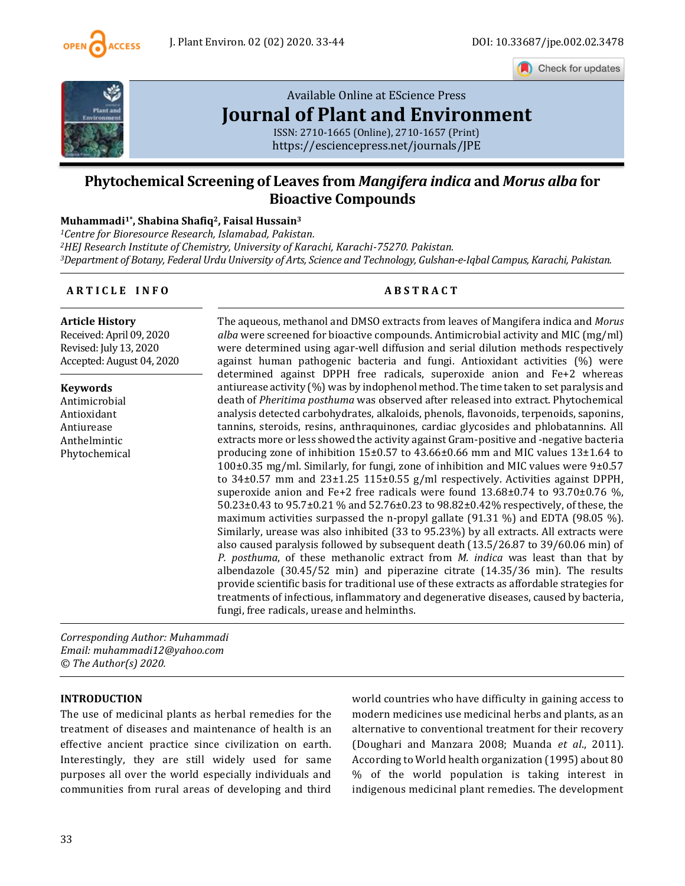Available Online at EScience Press

# Journal of Plant and Environment

ISSN: 2710-1665 (Online), 2710-1657 (Print)
https://esciencepress.net/journals/JPE

## Phytochemical Screening of Leaves from *Mangifera indica* and *Morus alba* for Bioactive Compounds

**Muhammadi[1*], Shabina Shafiq[2], Faisal Hussain[3]**

[1]*Centre for Bioresource Research, Islamabad, Pakistan.*
[2]*HEJ Research Institute of Chemistry, University of Karachi, Karachi-75270. Pakistan.*
[3]*Department of Botany, Federal Urdu University of Arts, Science and Technology, Gulshan-e-Iqbal Campus, Karachi, Pakistan.*

### ARTICLE INFO

**Article History**
Received: April 09, 2020
Revised: July 13, 2020
Accepted: August 04, 2020

**Keywords**
Antimicrobial
Antioxidant
Antiurease
Anthelmintic
Phytochemical

### ABSTRACT

The aqueous, methanol and DMSO extracts from leaves of Mangifera indica and *Morus alba* were screened for bioactive compounds. Antimicrobial activity and MIC (mg/ml) were determined using agar-well diffusion and serial dilution methods respectively against human pathogenic bacteria and fungi. Antioxidant activities (%) were determined against DPPH free radicals, superoxide anion and Fe+2 whereas antiurease activity (%) was by indophenol method. The time taken to set paralysis and death of *Pheritima posthuma* was observed after released into extract. Phytochemical analysis detected carbohydrates, alkaloids, phenols, flavonoids, terpenoids, saponins, tannins, steroids, resins, anthraquinones, cardiac glycosides and phlobatannins. All extracts more or less showed the activity against Gram-positive and -negative bacteria producing zone of inhibition 15±0.57 to 43.66±0.66 mm and MIC values 13±1.64 to 100±0.35 mg/ml. Similarly, for fungi, zone of inhibition and MIC values were 9±0.57 to 34±0.57 mm and 23±1.25 115±0.55 g/ml respectively. Activities against DPPH, superoxide anion and Fe+2 free radicals were found 13.68±0.74 to 93.70±0.76 %, 50.23±0.43 to 95.7±0.21 % and 52.76±0.23 to 98.82±0.42% respectively, of these, the maximum activities surpassed the n-propyl gallate (91.31 %) and EDTA (98.05 %). Similarly, urease was also inhibited (33 to 95.23%) by all extracts. All extracts were also caused paralysis followed by subsequent death (13.5/26.87 to 39/60.06 min) of *P. posthuma*, of these methanolic extract from *M. indica* was least than that by albendazole (30.45/52 min) and piperazine citrate (14.35/36 min). The results provide scientific basis for traditional use of these extracts as affordable strategies for treatments of infectious, inflammatory and degenerative diseases, caused by bacteria, fungi, free radicals, urease and helminths.

*Corresponding Author: Muhammadi*
*Email: muhammadi12@yahoo.com*
*© The Author(s) 2020.*

### INTRODUCTION

The use of medicinal plants as herbal remedies for the treatment of diseases and maintenance of health is an effective ancient practice since civilization on earth. Interestingly, they are still widely used for same purposes all over the world especially individuals and communities from rural areas of developing and third world countries who have difficulty in gaining access to modern medicines use medicinal herbs and plants, as an alternative to conventional treatment for their recovery (Doughari and Manzara 2008; Muanda *et al*., 2011). According to World health organization (1995) about 80 % of the world population is taking interest in indigenous medicinal plant remedies. The development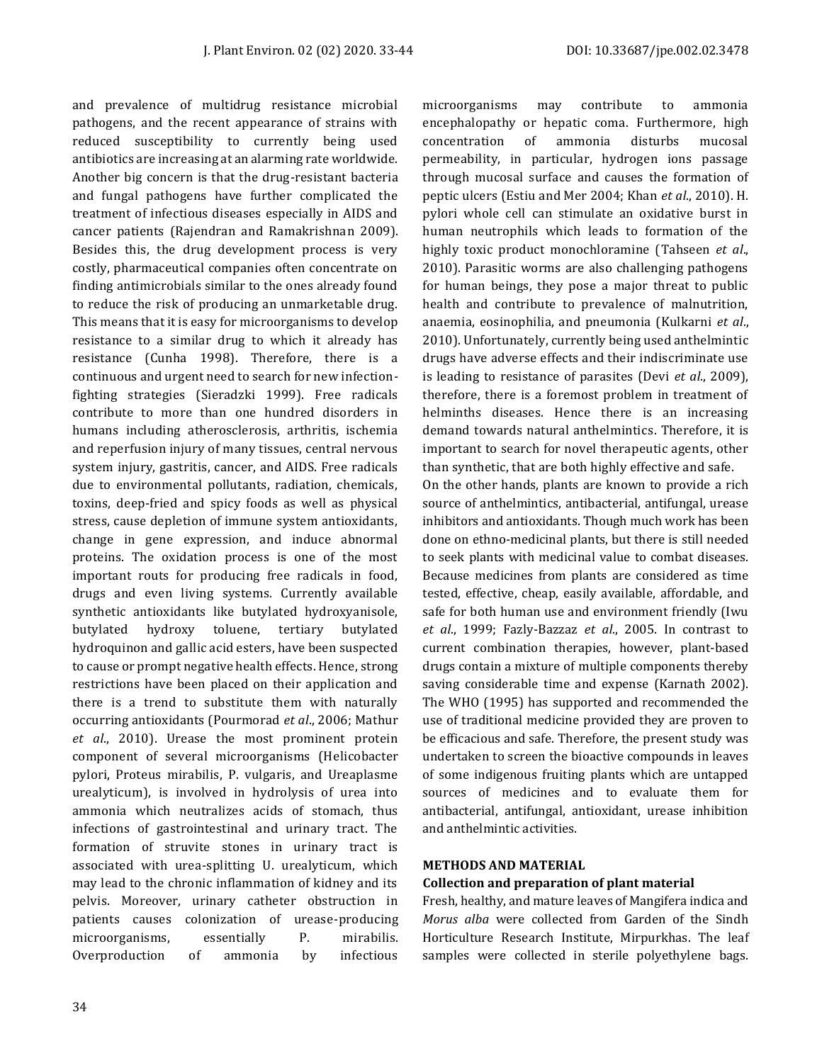and prevalence of multidrug resistance microbial pathogens, and the recent appearance of strains with reduced susceptibility to currently being used antibiotics are increasing at an alarming rate worldwide. Another big concern is that the drug-resistant bacteria and fungal pathogens have further complicated the treatment of infectious diseases especially in AIDS and cancer patients (Rajendran and Ramakrishnan 2009). Besides this, the drug development process is very costly, pharmaceutical companies often concentrate on finding antimicrobials similar to the ones already found to reduce the risk of producing an unmarketable drug. This means that it is easy for microorganisms to develop resistance to a similar drug to which it already has resistance (Cunha 1998). Therefore, there is a continuous and urgent need to search for new infection-fighting strategies (Sieradzki 1999). Free radicals contribute to more than one hundred disorders in humans including atherosclerosis, arthritis, ischemia and reperfusion injury of many tissues, central nervous system injury, gastritis, cancer, and AIDS. Free radicals due to environmental pollutants, radiation, chemicals, toxins, deep-fried and spicy foods as well as physical stress, cause depletion of immune system antioxidants, change in gene expression, and induce abnormal proteins. The oxidation process is one of the most important routs for producing free radicals in food, drugs and even living systems. Currently available synthetic antioxidants like butylated hydroxyanisole, butylated hydroxy toluene, tertiary butylated hydroquinon and gallic acid esters, have been suspected to cause or prompt negative health effects. Hence, strong restrictions have been placed on their application and there is a trend to substitute them with naturally occurring antioxidants (Pourmorad *et al*., 2006; Mathur *et al*., 2010). Urease the most prominent protein component of several microorganisms (Helicobacter pylori, Proteus mirabilis, P. vulgaris, and Ureaplasme urealyticum), is involved in hydrolysis of urea into ammonia which neutralizes acids of stomach, thus infections of gastrointestinal and urinary tract. The formation of struvite stones in urinary tract is associated with urea-splitting U. urealyticum, which may lead to the chronic inflammation of kidney and its pelvis. Moreover, urinary catheter obstruction in patients causes colonization of urease-producing microorganisms, essentially P. mirabilis. Overproduction of ammonia by infectious microorganisms may contribute to ammonia encephalopathy or hepatic coma. Furthermore, high concentration of ammonia disturbs mucosal permeability, in particular, hydrogen ions passage through mucosal surface and causes the formation of peptic ulcers (Estiu and Mer 2004; Khan *et al*., 2010). H. pylori whole cell can stimulate an oxidative burst in human neutrophils which leads to formation of the highly toxic product monochloramine (Tahseen *et al*., 2010). Parasitic worms are also challenging pathogens for human beings, they pose a major threat to public health and contribute to prevalence of malnutrition, anaemia, eosinophilia, and pneumonia (Kulkarni *et al*., 2010). Unfortunately, currently being used anthelmintic drugs have adverse effects and their indiscriminate use is leading to resistance of parasites (Devi *et al*., 2009), therefore, there is a foremost problem in treatment of helminths diseases. Hence there is an increasing demand towards natural anthelmintics. Therefore, it is important to search for novel therapeutic agents, other than synthetic, that are both highly effective and safe.

On the other hands, plants are known to provide a rich source of anthelmintics, antibacterial, antifungal, urease inhibitors and antioxidants. Though much work has been done on ethno-medicinal plants, but there is still needed to seek plants with medicinal value to combat diseases. Because medicines from plants are considered as time tested, effective, cheap, easily available, affordable, and safe for both human use and environment friendly (Iwu *et al*., 1999; Fazly-Bazzaz *et al*., 2005. In contrast to current combination therapies, however, plant-based drugs contain a mixture of multiple components thereby saving considerable time and expense (Karnath 2002). The WHO (1995) has supported and recommended the use of traditional medicine provided they are proven to be efficacious and safe. Therefore, the present study was undertaken to screen the bioactive compounds in leaves of some indigenous fruiting plants which are untapped sources of medicines and to evaluate them for antibacterial, antifungal, antioxidant, urease inhibition and anthelmintic activities.

## METHODS AND MATERIAL

### Collection and preparation of plant material

Fresh, healthy, and mature leaves of Mangifera indica and *Morus alba* were collected from Garden of the Sindh Horticulture Research Institute, Mirpurkhas. The leaf samples were collected in sterile polyethylene bags.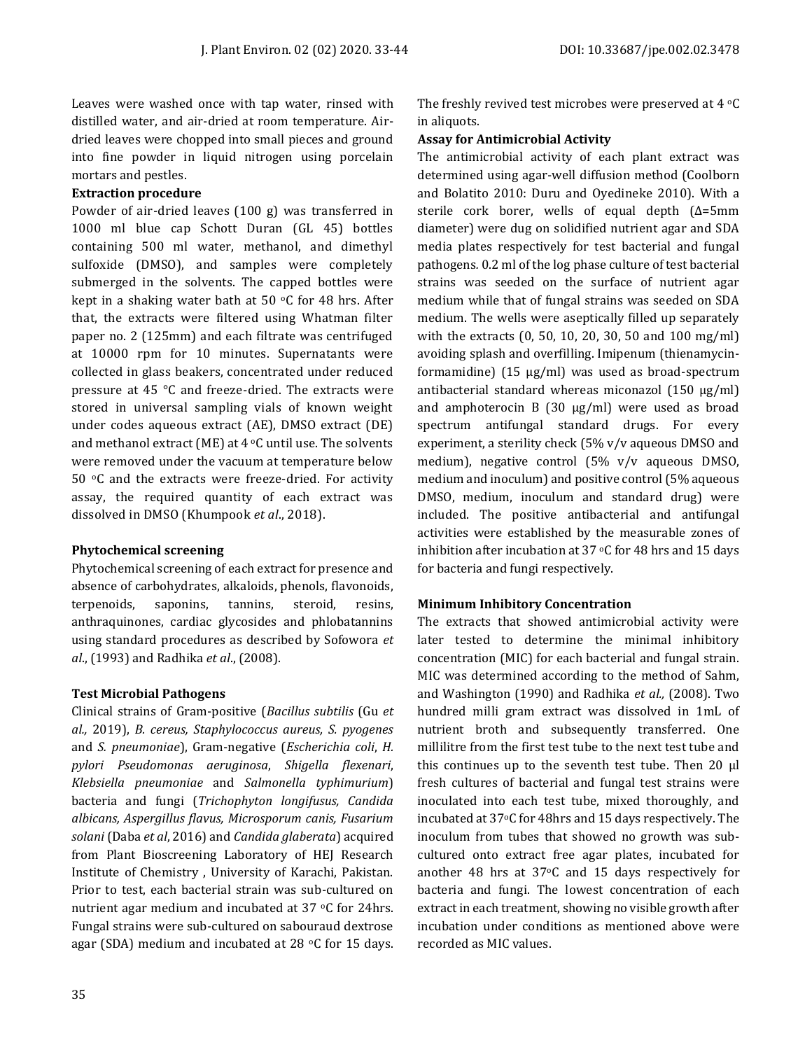Leaves were washed once with tap water, rinsed with distilled water, and air-dried at room temperature. Air-dried leaves were chopped into small pieces and ground into fine powder in liquid nitrogen using porcelain mortars and pestles.

**Extraction procedure**

Powder of air-dried leaves (100 g) was transferred in 1000 ml blue cap Schott Duran (GL 45) bottles containing 500 ml water, methanol, and dimethyl sulfoxide (DMSO), and samples were completely submerged in the solvents. The capped bottles were kept in a shaking water bath at 50 °C for 48 hrs. After that, the extracts were filtered using Whatman filter paper no. 2 (125mm) and each filtrate was centrifuged at 10000 rpm for 10 minutes. Supernatants were collected in glass beakers, concentrated under reduced pressure at 45 °C and freeze-dried. The extracts were stored in universal sampling vials of known weight under codes aqueous extract (AE), DMSO extract (DE) and methanol extract (ME) at 4 °C until use. The solvents were removed under the vacuum at temperature below 50 °C and the extracts were freeze-dried. For activity assay, the required quantity of each extract was dissolved in DMSO (Khumpook *et al*., 2018).

**Phytochemical screening**

Phytochemical screening of each extract for presence and absence of carbohydrates, alkaloids, phenols, flavonoids, terpenoids, saponins, tannins, steroid, resins, anthraquinones, cardiac glycosides and phlobatannins using standard procedures as described by Sofowora *et al*., (1993) and Radhika *et al*., (2008).

**Test Microbial Pathogens**

Clinical strains of Gram-positive (*Bacillus subtilis* (Gu *et al.,* 2019), *B. cereus, Staphylococcus aureus, S. pyogenes* and *S. pneumoniae*), Gram-negative (*Escherichia coli*, *H. pylori Pseudomonas aeruginosa*, *Shigella flexenari*, *Klebsiella pneumoniae* and *Salmonella typhimurium*) bacteria and fungi (*Trichophyton longifusus, Candida albicans, Aspergillus flavus, Microsporum canis, Fusarium solani* (Daba *et al*, 2016) and *Candida glaberata*) acquired from Plant Bioscreening Laboratory of HEJ Research Institute of Chemistry , University of Karachi, Pakistan. Prior to test, each bacterial strain was sub-cultured on nutrient agar medium and incubated at 37 °C for 24hrs. Fungal strains were sub-cultured on sabouraud dextrose agar (SDA) medium and incubated at 28 °C for 15 days. The freshly revived test microbes were preserved at 4 °C in aliquots.

**Assay for Antimicrobial Activity**

The antimicrobial activity of each plant extract was determined using agar-well diffusion method (Coolborn and Bolatito 2010: Duru and Oyedineke 2010). With a sterile cork borer, wells of equal depth (Δ=5mm diameter) were dug on solidified nutrient agar and SDA media plates respectively for test bacterial and fungal pathogens. 0.2 ml of the log phase culture of test bacterial strains was seeded on the surface of nutrient agar medium while that of fungal strains was seeded on SDA medium. The wells were aseptically filled up separately with the extracts (0, 50, 10, 20, 30, 50 and 100 mg/ml) avoiding splash and overfilling. Imipenum (thienamycin-formamidine) (15 µg/ml) was used as broad-spectrum antibacterial standard whereas miconazol (150 µg/ml) and amphoterocin B (30 µg/ml) were used as broad spectrum antifungal standard drugs. For every experiment, a sterility check (5% v/v aqueous DMSO and medium), negative control (5% v/v aqueous DMSO, medium and inoculum) and positive control (5% aqueous DMSO, medium, inoculum and standard drug) were included. The positive antibacterial and antifungal activities were established by the measurable zones of inhibition after incubation at 37 °C for 48 hrs and 15 days for bacteria and fungi respectively.

**Minimum Inhibitory Concentration**

The extracts that showed antimicrobial activity were later tested to determine the minimal inhibitory concentration (MIC) for each bacterial and fungal strain. MIC was determined according to the method of Sahm, and Washington (1990) and Radhika *et al.,* (2008). Two hundred milli gram extract was dissolved in 1mL of nutrient broth and subsequently transferred. One millilitre from the first test tube to the next test tube and this continues up to the seventh test tube. Then 20 µl fresh cultures of bacterial and fungal test strains were inoculated into each test tube, mixed thoroughly, and incubated at 37°C for 48hrs and 15 days respectively. The inoculum from tubes that showed no growth was sub-cultured onto extract free agar plates, incubated for another 48 hrs at 37°C and 15 days respectively for bacteria and fungi. The lowest concentration of each extract in each treatment, showing no visible growth after incubation under conditions as mentioned above were recorded as MIC values.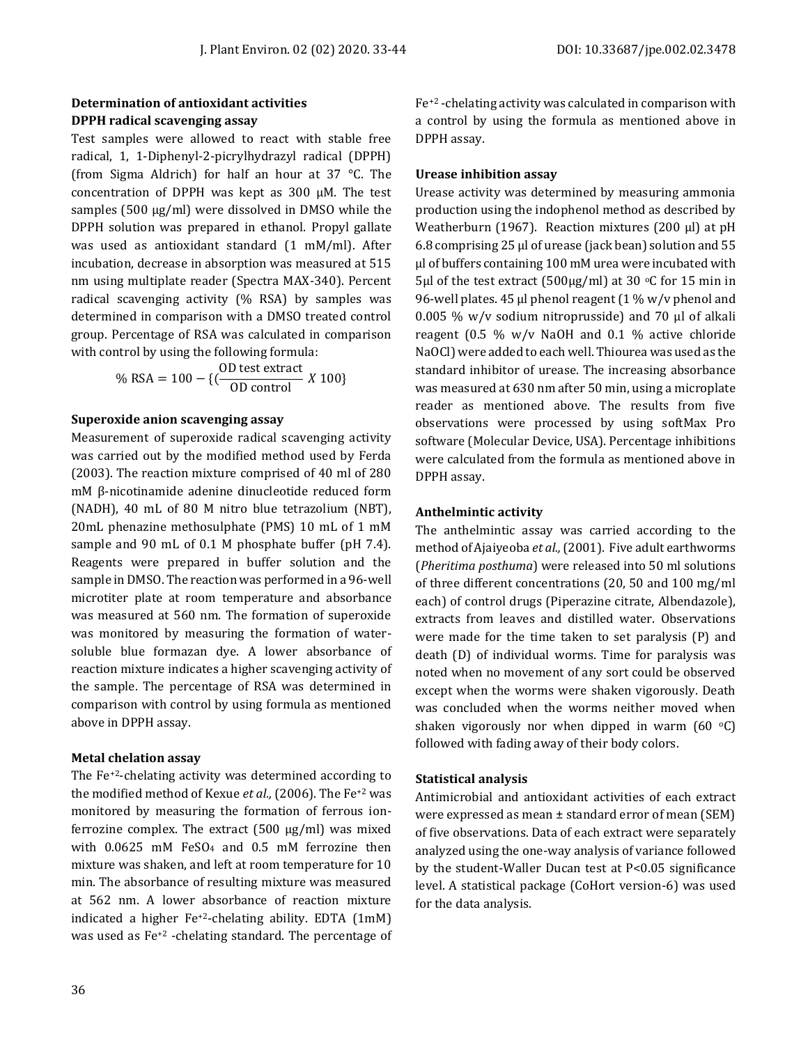### Determination of antioxidant activities

### DPPH radical scavenging assay

Test samples were allowed to react with stable free radical, 1, 1-Diphenyl-2-picrylhydrazyl radical (DPPH) (from Sigma Aldrich) for half an hour at 37 °C. The concentration of DPPH was kept as 300 µM. The test samples (500 µg/ml) were dissolved in DMSO while the DPPH solution was prepared in ethanol. Propyl gallate was used as antioxidant standard (1 mM/ml). After incubation, decrease in absorption was measured at 515 nm using multiplate reader (Spectra MAX-340). Percent radical scavenging activity (% RSA) by samples was determined in comparison with a DMSO treated control group. Percentage of RSA was calculated in comparison with control by using the following formula:

$$\% \text{ RSA} = 100 - \{(\frac{\text{OD test extract}}{\text{OD control}} X\ 100\}$$

### Superoxide anion scavenging assay

Measurement of superoxide radical scavenging activity was carried out by the modified method used by Ferda (2003). The reaction mixture comprised of 40 ml of 280 mM β-nicotinamide adenine dinucleotide reduced form (NADH), 40 mL of 80 M nitro blue tetrazolium (NBT), 20mL phenazine methosulphate (PMS) 10 mL of 1 mM sample and 90 mL of 0.1 M phosphate buffer (pH 7.4). Reagents were prepared in buffer solution and the sample in DMSO. The reaction was performed in a 96-well microtiter plate at room temperature and absorbance was measured at 560 nm. The formation of superoxide was monitored by measuring the formation of water-soluble blue formazan dye. A lower absorbance of reaction mixture indicates a higher scavenging activity of the sample. The percentage of RSA was determined in comparison with control by using formula as mentioned above in DPPH assay.

### Metal chelation assay

The $Fe^{+2}$-chelating activity was determined according to the modified method of Kexue *et al.,* (2006). The $Fe^{+2}$ was monitored by measuring the formation of ferrous ion-ferrozine complex. The extract (500 µg/ml) was mixed with 0.0625 mM $FeSO_4$ and 0.5 mM ferrozine then mixture was shaken, and left at room temperature for 10 min. The absorbance of resulting mixture was measured at 562 nm. A lower absorbance of reaction mixture indicated a higher $Fe^{+2}$-chelating ability. EDTA (1mM) was used as $Fe^{+2}$ -chelating standard. The percentage of $Fe^{+2}$ -chelating activity was calculated in comparison with a control by using the formula as mentioned above in DPPH assay.

### Urease inhibition assay

Urease activity was determined by measuring ammonia production using the indophenol method as described by Weatherburn (1967). Reaction mixtures (200 µl) at pH 6.8 comprising 25 µl of urease (jack bean) solution and 55 µl of buffers containing 100 mM urea were incubated with 5µl of the test extract (500µg/ml) at 30 °C for 15 min in 96-well plates. 45 µl phenol reagent (1 % w/v phenol and 0.005 % w/v sodium nitroprusside) and 70 µl of alkali reagent (0.5 % w/v NaOH and 0.1 % active chloride NaOCl) were added to each well. Thiourea was used as the standard inhibitor of urease. The increasing absorbance was measured at 630 nm after 50 min, using a microplate reader as mentioned above. The results from five observations were processed by using softMax Pro software (Molecular Device, USA). Percentage inhibitions were calculated from the formula as mentioned above in DPPH assay.

### Anthelmintic activity

The anthelmintic assay was carried according to the method of Ajaiyeoba *et al.,* (2001). Five adult earthworms (*Pheritima posthuma*) were released into 50 ml solutions of three different concentrations (20, 50 and 100 mg/ml each) of control drugs (Piperazine citrate, Albendazole), extracts from leaves and distilled water. Observations were made for the time taken to set paralysis (P) and death (D) of individual worms. Time for paralysis was noted when no movement of any sort could be observed except when the worms were shaken vigorously. Death was concluded when the worms neither moved when shaken vigorously nor when dipped in warm (60 °C) followed with fading away of their body colors.

### Statistical analysis

Antimicrobial and antioxidant activities of each extract were expressed as mean ± standard error of mean (SEM) of five observations. Data of each extract were separately analyzed using the one-way analysis of variance followed by the student-Waller Ducan test at $P<0.05$ significance level. A statistical package (CoHort version-6) was used for the data analysis.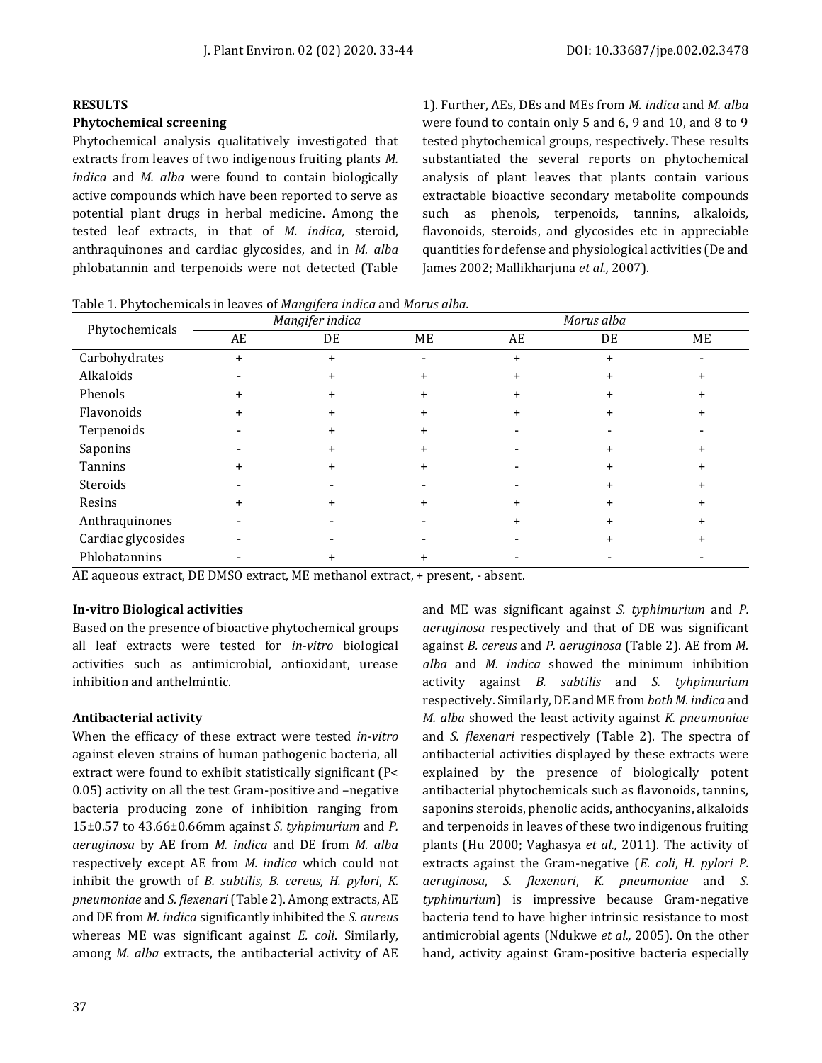## RESULTS

### Phytochemical screening

Phytochemical analysis qualitatively investigated that extracts from leaves of two indigenous fruiting plants *M. indica* and *M. alba* were found to contain biologically active compounds which have been reported to serve as potential plant drugs in herbal medicine. Among the tested leaf extracts, in that of *M. indica,* steroid, anthraquinones and cardiac glycosides, and in *M. alba* phlobatannin and terpenoids were not detected (Table 1). Further, AEs, DEs and MEs from *M. indica* and *M. alba* were found to contain only 5 and 6, 9 and 10, and 8 to 9 tested phytochemical groups, respectively. These results substantiated the several reports on phytochemical analysis of plant leaves that plants contain various extractable bioactive secondary metabolite compounds such as phenols, terpenoids, tannins, alkaloids, flavonoids, steroids, and glycosides etc in appreciable quantities for defense and physiological activities (De and James 2002; Mallikharjuna *et al.,* 2007).

Table 1. Phytochemicals in leaves of *Mangifera indica* and *Morus alba.*

| Phytochemicals | *Mangifer indica* | | | *Morus alba* | | |
|---|---|---|---|---|---|---|
| | AE | DE | ME | AE | DE | ME |
| Carbohydrates | + | + | - | + | + | - |
| Alkaloids | - | + | + | + | + | + |
| Phenols | + | + | + | + | + | + |
| Flavonoids | + | + | + | + | + | + |
| Terpenoids | - | + | + | - | - | - |
| Saponins | - | + | + | - | + | + |
| Tannins | + | + | + | - | + | + |
| Steroids | - | - | - | - | + | + |
| Resins | + | + | + | + | + | + |
| Anthraquinones | - | - | - | + | + | + |
| Cardiac glycosides | - | - | - | - | + | + |
| Phlobatannins | - | + | + | - | - | - |

AE aqueous extract, DE DMSO extract, ME methanol extract, + present, - absent.

### In-vitro Biological activities

Based on the presence of bioactive phytochemical groups all leaf extracts were tested for *in-vitro* biological activities such as antimicrobial, antioxidant, urease inhibition and anthelmintic.

### Antibacterial activity

When the efficacy of these extract were tested *in-vitro* against eleven strains of human pathogenic bacteria, all extract were found to exhibit statistically significant ($P< 0.05$) activity on all the test Gram-positive and –negative bacteria producing zone of inhibition ranging from $15\pm0.57$ to $43.66\pm0.66$mm against *S. tyhpimurium* and *P. aeruginosa* by AE from *M. indica* and DE from *M. alba* respectively except AE from *M. indica* which could not inhibit the growth of *B. subtilis, B. cereus, H. pylori*, *K. pneumoniae* and *S. flexenari* (Table 2). Among extracts, AE and DE from *M. indica* significantly inhibited the *S. aureus* whereas ME was significant against *E. coli*. Similarly, among *M. alba* extracts, the antibacterial activity of AE and ME was significant against *S. typhimurium* and *P. aeruginosa* respectively and that of DE was significant against *B. cereus* and *P. aeruginosa* (Table 2). AE from *M. alba* and *M. indica* showed the minimum inhibition activity against *B. subtilis* and *S. tyhpimurium* respectively. Similarly, DE and ME from *both M. indica* and *M. alba* showed the least activity against *K. pneumoniae* and *S. flexenari* respectively (Table 2). The spectra of antibacterial activities displayed by these extracts were explained by the presence of biologically potent antibacterial phytochemicals such as flavonoids, tannins, saponins steroids, phenolic acids, anthocyanins, alkaloids and terpenoids in leaves of these two indigenous fruiting plants (Hu 2000; Vaghasya *et al.,* 2011). The activity of extracts against the Gram-negative (*E. coli*, *H. pylori P. aeruginosa*, *S. flexenari*, *K. pneumoniae* and *S. typhimurium*) is impressive because Gram-negative bacteria tend to have higher intrinsic resistance to most antimicrobial agents (Ndukwe *et al.,* 2005). On the other hand, activity against Gram-positive bacteria especially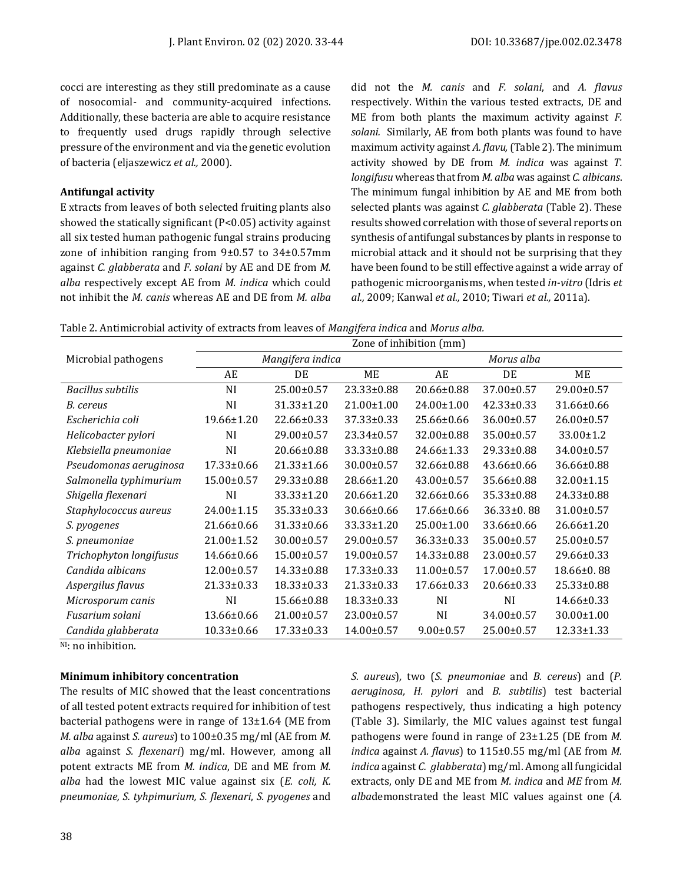cocci are interesting as they still predominate as a cause of nosocomial- and community-acquired infections. Additionally, these bacteria are able to acquire resistance to frequently used drugs rapidly through selective pressure of the environment and via the genetic evolution of bacteria (eljaszewicz *et al.,* 2000).

**Antifungal activity**

E xtracts from leaves of both selected fruiting plants also showed the statically significant (P<0.05) activity against all six tested human pathogenic fungal strains producing zone of inhibition ranging from 9±0.57 to 34±0.57mm against *C. glabberata* and *F. solani* by AE and DE from *M. alba* respectively except AE from *M. indica* which could not inhibit the *M. canis* whereas AE and DE from *M. alba* did not the *M. canis* and *F. solani*, and *A. flavus* respectively. Within the various tested extracts, DE and ME from both plants the maximum activity against *F. solani.* Similarly, AE from both plants was found to have maximum activity against *A. flavu,* (Table 2). The minimum activity showed by DE from *M. indica* was against *T. longifusu* whereas that from *M. alba* was against *C. albicans*. The minimum fungal inhibition by AE and ME from both selected plants was against *C. glabberata* (Table 2). These results showed correlation with those of several reports on synthesis of antifungal substances by plants in response to microbial attack and it should not be surprising that they have been found to be still effective against a wide array of pathogenic microorganisms, when tested *in-vitro* (Idris *et al.,* 2009; Kanwal *et al.,* 2010; Tiwari *et al.,* 2011a).

Table 2. Antimicrobial activity of extracts from leaves of *Mangifera indica* and *Morus alba.*

| Microbial pathogens | Zone of inhibition (mm) | | | | | |
|---|---|---|---|---|---|---|
| | *Mangifera indica* | | | *Morus alba* | | |
| | AE | DE | ME | AE | DE | ME |
| *Bacillus subtilis* | NI | 25.00±0.57 | 23.33±0.88 | 20.66±0.88 | 37.00±0.57 | 29.00±0.57 |
| *B. cereus* | NI | 31.33±1.20 | 21.00±1.00 | 24.00±1.00 | 42.33±0.33 | 31.66±0.66 |
| *Escherichia coli* | 19.66±1.20 | 22.66±0.33 | 37.33±0.33 | 25.66±0.66 | 36.00±0.57 | 26.00±0.57 |
| *Helicobacter pylori* | NI | 29.00±0.57 | 23.34±0.57 | 32.00±0.88 | 35.00±0.57 | 33.00±1.2 |
| *Klebsiella pneumoniae* | NI | 20.66±0.88 | 33.33±0.88 | 24.66±1.33 | 29.33±0.88 | 34.00±0.57 |
| *Pseudomonas aeruginosa* | 17.33±0.66 | 21.33±1.66 | 30.00±0.57 | 32.66±0.88 | 43.66±0.66 | 36.66±0.88 |
| *Salmonella typhimurium* | 15.00±0.57 | 29.33±0.88 | 28.66±1.20 | 43.00±0.57 | 35.66±0.88 | 32.00±1.15 |
| *Shigella flexenari* | NI | 33.33±1.20 | 20.66±1.20 | 32.66±0.66 | 35.33±0.88 | 24.33±0.88 |
| *Staphylococcus aureus* | 24.00±1.15 | 35.33±0.33 | 30.66±0.66 | 17.66±0.66 | 36.33±0. 88 | 31.00±0.57 |
| *S. pyogenes* | 21.66±0.66 | 31.33±0.66 | 33.33±1.20 | 25.00±1.00 | 33.66±0.66 | 26.66±1.20 |
| *S. pneumoniae* | 21.00±1.52 | 30.00±0.57 | 29.00±0.57 | 36.33±0.33 | 35.00±0.57 | 25.00±0.57 |
| *Trichophyton longifusus* | 14.66±0.66 | 15.00±0.57 | 19.00±0.57 | 14.33±0.88 | 23.00±0.57 | 29.66±0.33 |
| *Candida albicans* | 12.00±0.57 | 14.33±0.88 | 17.33±0.33 | 11.00±0.57 | 17.00±0.57 | 18.66±0. 88 |
| *Aspergilus flavus* | 21.33±0.33 | 18.33±0.33 | 21.33±0.33 | 17.66±0.33 | 20.66±0.33 | 25.33±0.88 |
| *Microsporum canis* | NI | 15.66±0.88 | 18.33±0.33 | NI | NI | 14.66±0.33 |
| *Fusarium solani* | 13.66±0.66 | 21.00±0.57 | 23.00±0.57 | NI | 34.00±0.57 | 30.00±1.00 |
| *Candida glabberata* | 10.33±0.66 | 17.33±0.33 | 14.00±0.57 | 9.00±0.57 | 25.00±0.57 | 12.33±1.33 |

NI: no inhibition.

**Minimum inhibitory concentration**

The results of MIC showed that the least concentrations of all tested potent extracts required for inhibition of test bacterial pathogens were in range of 13±1.64 (ME from *M. alba* against *S. aureus*) to 100±0.35 mg/ml (AE from *M. alba* against *S. flexenari*) mg/ml. However, among all potent extracts ME from *M. indica*, DE and ME from *M. alba* had the lowest MIC value against six (*E. coli, K. pneumoniae, S. tyhpimurium, S. flexenari*, *S. pyogenes* and *S. aureus*), two (*S. pneumoniae* and *B. cereus*) and (*P. aeruginosa, H. pylori* and *B. subtilis*) test bacterial pathogens respectively, thus indicating a high potency (Table 3). Similarly, the MIC values against test fungal pathogens were found in range of 23±1.25 (DE from *M. indica* against *A. flavus*) to 115±0.55 mg/ml (AE from *M. indica* against *C. glabberata*) mg/ml. Among all fungicidal extracts, only DE and ME from *M. indica* and *ME* from *M. alba*demonstrated the least MIC values against one (*A.*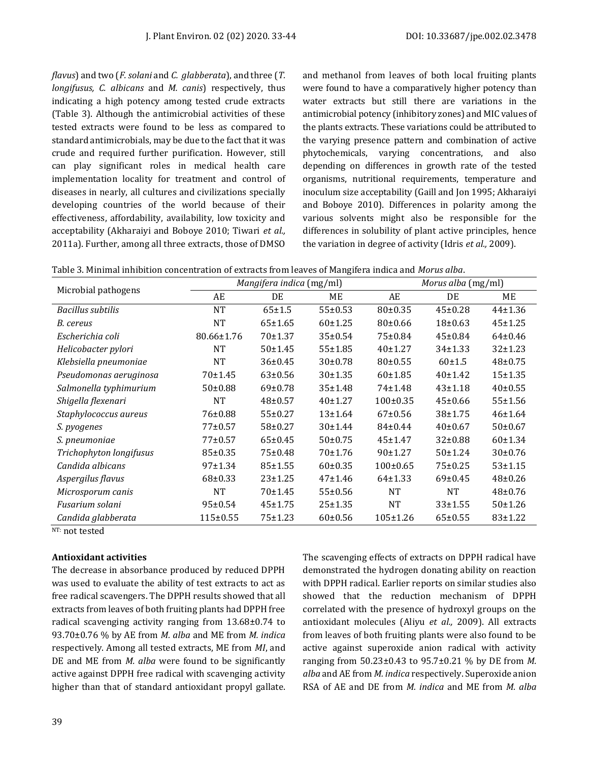*flavus*) and two (*F. solani* and *C. glabberata*), and three (*T. longifusus, C. albicans* and *M. canis*) respectively, thus indicating a high potency among tested crude extracts (Table 3). Although the antimicrobial activities of these tested extracts were found to be less as compared to standard antimicrobials, may be due to the fact that it was crude and required further purification. However, still can play significant roles in medical health care implementation locality for treatment and control of diseases in nearly, all cultures and civilizations specially developing countries of the world because of their effectiveness, affordability, availability, low toxicity and acceptability (Akharaiyi and Boboye 2010; Tiwari *et al.,* 2011a). Further, among all three extracts, those of DMSO and methanol from leaves of both local fruiting plants were found to have a comparatively higher potency than water extracts but still there are variations in the antimicrobial potency (inhibitory zones) and MIC values of the plants extracts. These variations could be attributed to the varying presence pattern and combination of active phytochemicals, varying concentrations, and also depending on differences in growth rate of the tested organisms, nutritional requirements, temperature and inoculum size acceptability (Gaill and Jon 1995; Akharaiyi and Boboye 2010). Differences in polarity among the various solvents might also be responsible for the differences in solubility of plant active principles, hence the variation in degree of activity (Idris *et al.,* 2009).

Table 3. Minimal inhibition concentration of extracts from leaves of Mangifera indica and *Morus alba*.

| Microbial pathogens | *Mangifera indica* (mg/ml) | | | *Morus alba* (mg/ml) | | |
|---|---|---|---|---|---|---|
| | AE | DE | ME | AE | DE | ME |
| *Bacillus subtilis* | NT | 65±1.5 | 55±0.53 | 80±0.35 | 45±0.28 | 44±1.36 |
| *B. cereus* | NT | 65±1.65 | 60±1.25 | 80±0.66 | 18±0.63 | 45±1.25 |
| *Escherichia coli* | 80.66±1.76 | 70±1.37 | 35±0.54 | 75±0.84 | 45±0.84 | 64±0.46 |
| *Helicobacter pylori* | NT | 50±1.45 | 55±1.85 | 40±1.27 | 34±1.33 | 32±1.23 |
| *Klebsiella pneumoniae* | NT | 36±0.45 | 30±0.78 | 80±0.55 | 60±1.5 | 48±0.75 |
| *Pseudomonas aeruginosa* | 70±1.45 | 63±0.56 | 30±1.35 | 60±1.85 | 40±1.42 | 15±1.35 |
| *Salmonella typhimurium* | 50±0.88 | 69±0.78 | 35±1.48 | 74±1.48 | 43±1.18 | 40±0.55 |
| *Shigella flexenari* | NT | 48±0.57 | 40±1.27 | 100±0.35 | 45±0.66 | 55±1.56 |
| *Staphylococcus aureus* | 76±0.88 | 55±0.27 | 13±1.64 | 67±0.56 | 38±1.75 | 46±1.64 |
| *S. pyogenes* | 77±0.57 | 58±0.27 | 30±1.44 | 84±0.44 | 40±0.67 | 50±0.67 |
| *S. pneumoniae* | 77±0.57 | 65±0.45 | 50±0.75 | 45±1.47 | 32±0.88 | 60±1.34 |
| *Trichophyton longifusus* | 85±0.35 | 75±0.48 | 70±1.76 | 90±1.27 | 50±1.24 | 30±0.76 |
| *Candida albicans* | 97±1.34 | 85±1.55 | 60±0.35 | 100±0.65 | 75±0.25 | 53±1.15 |
| *Aspergilus flavus* | 68±0.33 | 23±1.25 | 47±1.46 | 64±1.33 | 69±0.45 | 48±0.26 |
| *Microsporum canis* | NT | 70±1.45 | 55±0.56 | NT | NT | 48±0.76 |
| *Fusarium solani* | 95±0.54 | 45±1.75 | 25±1.35 | NT | 33±1.55 | 50±1.26 |
| *Candida glabberata* | 115±0.55 | 75±1.23 | 60±0.56 | 105±1.26 | 65±0.55 | 83±1.22 |

NT: not tested

**Antioxidant activities**

The decrease in absorbance produced by reduced DPPH was used to evaluate the ability of test extracts to act as free radical scavengers. The DPPH results showed that all extracts from leaves of both fruiting plants had DPPH free radical scavenging activity ranging from 13.68±0.74 to 93.70±0.76 % by AE from *M. alba* and ME from *M. indica* respectively. Among all tested extracts, ME from *MI*, and DE and ME from *M. alba* were found to be significantly active against DPPH free radical with scavenging activity higher than that of standard antioxidant propyl gallate. The scavenging effects of extracts on DPPH radical have demonstrated the hydrogen donating ability on reaction with DPPH radical. Earlier reports on similar studies also showed that the reduction mechanism of DPPH correlated with the presence of hydroxyl groups on the antioxidant molecules (Aliyu *et al.,* 2009). All extracts from leaves of both fruiting plants were also found to be active against superoxide anion radical with activity ranging from 50.23±0.43 to 95.7±0.21 % by DE from *M. alba* and AE from *M. indica* respectively. Superoxide anion RSA of AE and DE from *M. indica* and ME from *M. alba*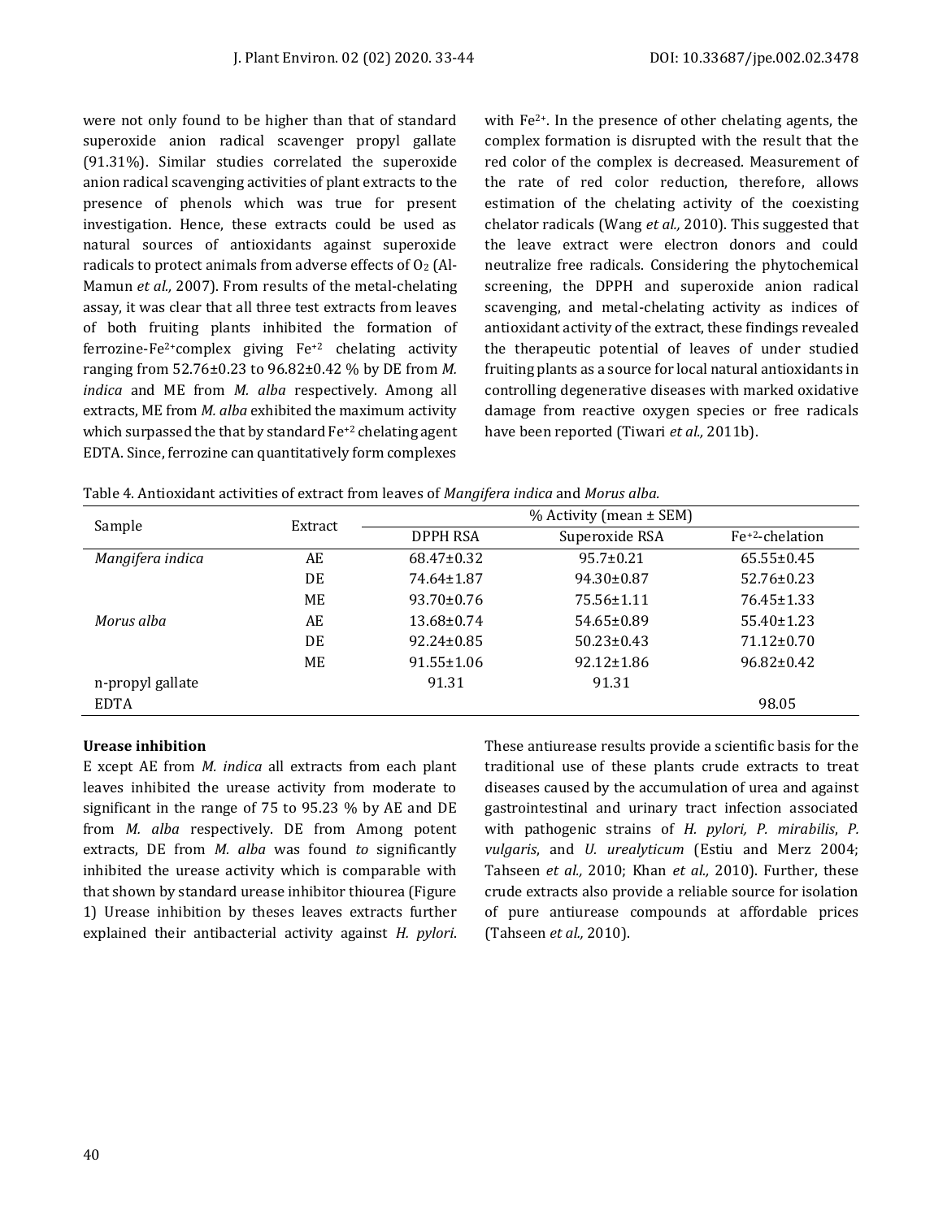were not only found to be higher than that of standard superoxide anion radical scavenger propyl gallate (91.31%). Similar studies correlated the superoxide anion radical scavenging activities of plant extracts to the presence of phenols which was true for present investigation. Hence, these extracts could be used as natural sources of antioxidants against superoxide radicals to protect animals from adverse effects of $O_2$ (Al-Mamun *et al.,* 2007). From results of the metal-chelating assay, it was clear that all three test extracts from leaves of both fruiting plants inhibited the formation of ferrozine-$Fe^{2+}$complex giving $Fe^{+2}$ chelating activity ranging from 52.76±0.23 to 96.82±0.42 % by DE from *M. indica* and ME from *M. alba* respectively. Among all extracts, ME from *M. alba* exhibited the maximum activity which surpassed the that by standard $Fe^{+2}$ chelating agent EDTA. Since, ferrozine can quantitatively form complexes with $Fe^{2+}$. In the presence of other chelating agents, the complex formation is disrupted with the result that the red color of the complex is decreased. Measurement of the rate of red color reduction, therefore, allows estimation of the chelating activity of the coexisting chelator radicals (Wang *et al.,* 2010). This suggested that the leave extract were electron donors and could neutralize free radicals. Considering the phytochemical screening, the DPPH and superoxide anion radical scavenging, and metal-chelating activity as indices of antioxidant activity of the extract, these findings revealed the therapeutic potential of leaves of under studied fruiting plants as a source for local natural antioxidants in controlling degenerative diseases with marked oxidative damage from reactive oxygen species or free radicals have been reported (Tiwari *et al.,* 2011b).

Table 4. Antioxidant activities of extract from leaves of *Mangifera indica* and *Morus alba.*

| Sample | Extract | % Activity (mean ± SEM) | | |
|---|---|---|---|---|
| | | DPPH RSA | Superoxide RSA | $Fe^{+2}$-chelation |
| *Mangifera indica* | AE | 68.47±0.32 | 95.7±0.21 | 65.55±0.45 |
| | DE | 74.64±1.87 | 94.30±0.87 | 52.76±0.23 |
| | ME | 93.70±0.76 | 75.56±1.11 | 76.45±1.33 |
| *Morus alba* | AE | 13.68±0.74 | 54.65±0.89 | 55.40±1.23 |
| | DE | 92.24±0.85 | 50.23±0.43 | 71.12±0.70 |
| | ME | 91.55±1.06 | 92.12±1.86 | 96.82±0.42 |
| n-propyl gallate | | 91.31 | 91.31 | |
| EDTA | | | | 98.05 |

**Urease inhibition**

E xcept AE from *M. indica* all extracts from each plant leaves inhibited the urease activity from moderate to significant in the range of 75 to 95.23 % by AE and DE from *M. alba* respectively. DE from Among potent extracts, DE from *M. alba* was found *to* significantly inhibited the urease activity which is comparable with that shown by standard urease inhibitor thiourea (Figure 1) Urease inhibition by theses leaves extracts further explained their antibacterial activity against *H. pylori*. These antiurease results provide a scientific basis for the traditional use of these plants crude extracts to treat diseases caused by the accumulation of urea and against gastrointestinal and urinary tract infection associated with pathogenic strains of *H. pylori, P. mirabilis*, *P. vulgaris*, and *U. urealyticum* (Estiu and Merz 2004; Tahseen *et al.,* 2010; Khan *et al.,* 2010). Further, these crude extracts also provide a reliable source for isolation of pure antiurease compounds at affordable prices (Tahseen *et al.,* 2010).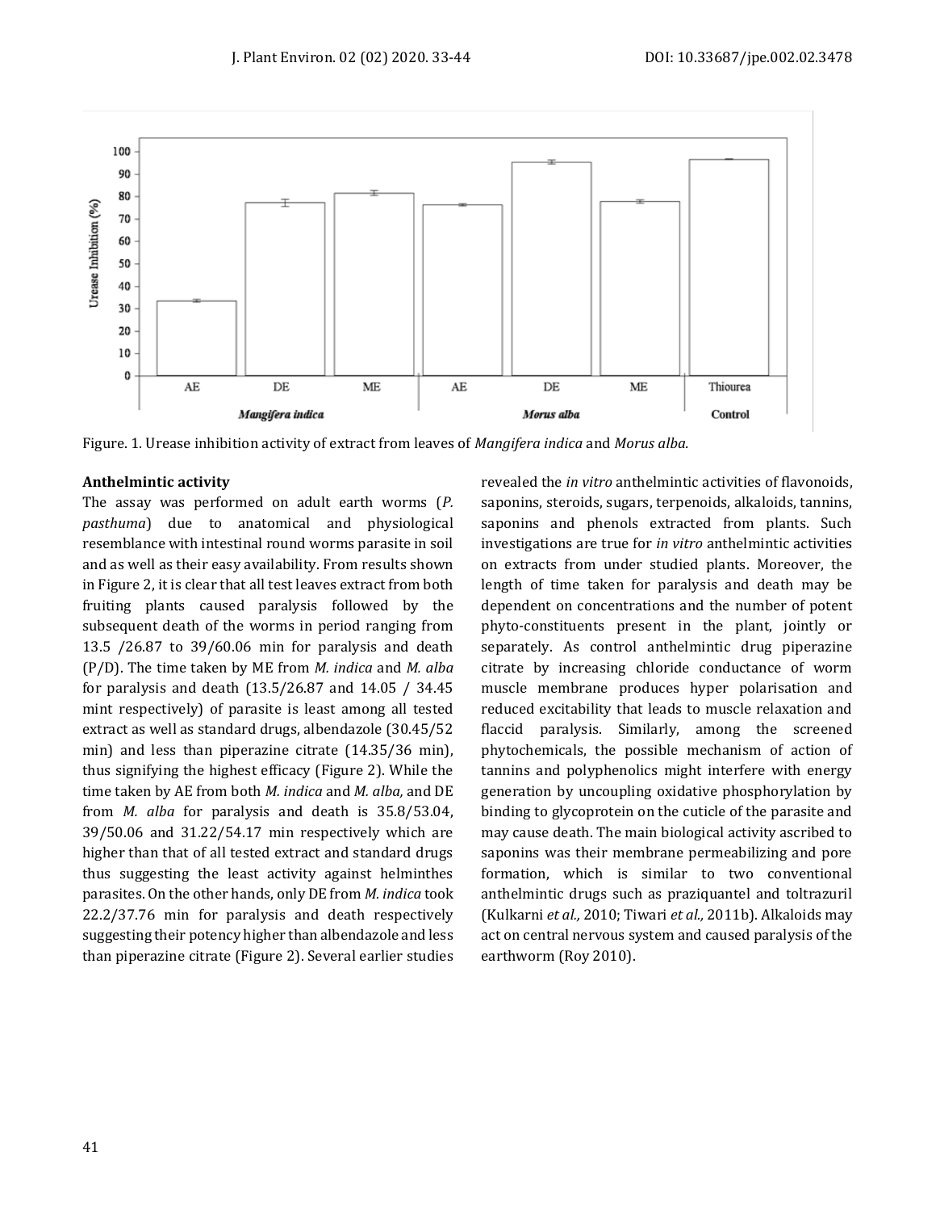Figure. 1. Urease inhibition activity of extract from leaves of *Mangifera indica* and *Morus alba.*

**Anthelmintic activity**

The assay was performed on adult earth worms (*P. pasthuma*) due to anatomical and physiological resemblance with intestinal round worms parasite in soil and as well as their easy availability. From results shown in Figure 2, it is clear that all test leaves extract from both fruiting plants caused paralysis followed by the subsequent death of the worms in period ranging from 13.5 /26.87 to 39/60.06 min for paralysis and death (P/D). The time taken by ME from *M. indica* and *M. alba* for paralysis and death (13.5/26.87 and 14.05 / 34.45 mint respectively) of parasite is least among all tested extract as well as standard drugs, albendazole (30.45/52 min) and less than piperazine citrate (14.35/36 min), thus signifying the highest efficacy (Figure 2). While the time taken by AE from both *M. indica* and *M. alba,* and DE from *M. alba* for paralysis and death is 35.8/53.04, 39/50.06 and 31.22/54.17 min respectively which are higher than that of all tested extract and standard drugs thus suggesting the least activity against helminthes parasites. On the other hands, only DE from *M. indica* took 22.2/37.76 min for paralysis and death respectively suggesting their potency higher than albendazole and less than piperazine citrate (Figure 2). Several earlier studies revealed the *in vitro* anthelmintic activities of flavonoids, saponins, steroids, sugars, terpenoids, alkaloids, tannins, saponins and phenols extracted from plants. Such investigations are true for *in vitro* anthelmintic activities on extracts from under studied plants. Moreover, the length of time taken for paralysis and death may be dependent on concentrations and the number of potent phyto-constituents present in the plant, jointly or separately. As control anthelmintic drug piperazine citrate by increasing chloride conductance of worm muscle membrane produces hyper polarisation and reduced excitability that leads to muscle relaxation and flaccid paralysis. Similarly, among the screened phytochemicals, the possible mechanism of action of tannins and polyphenolics might interfere with energy generation by uncoupling oxidative phosphorylation by binding to glycoprotein on the cuticle of the parasite and may cause death. The main biological activity ascribed to saponins was their membrane permeabilizing and pore formation, which is similar to two conventional anthelmintic drugs such as praziquantel and toltrazuril (Kulkarni *et al.,* 2010; Tiwari *et al.,* 2011b). Alkaloids may act on central nervous system and caused paralysis of the earthworm (Roy 2010).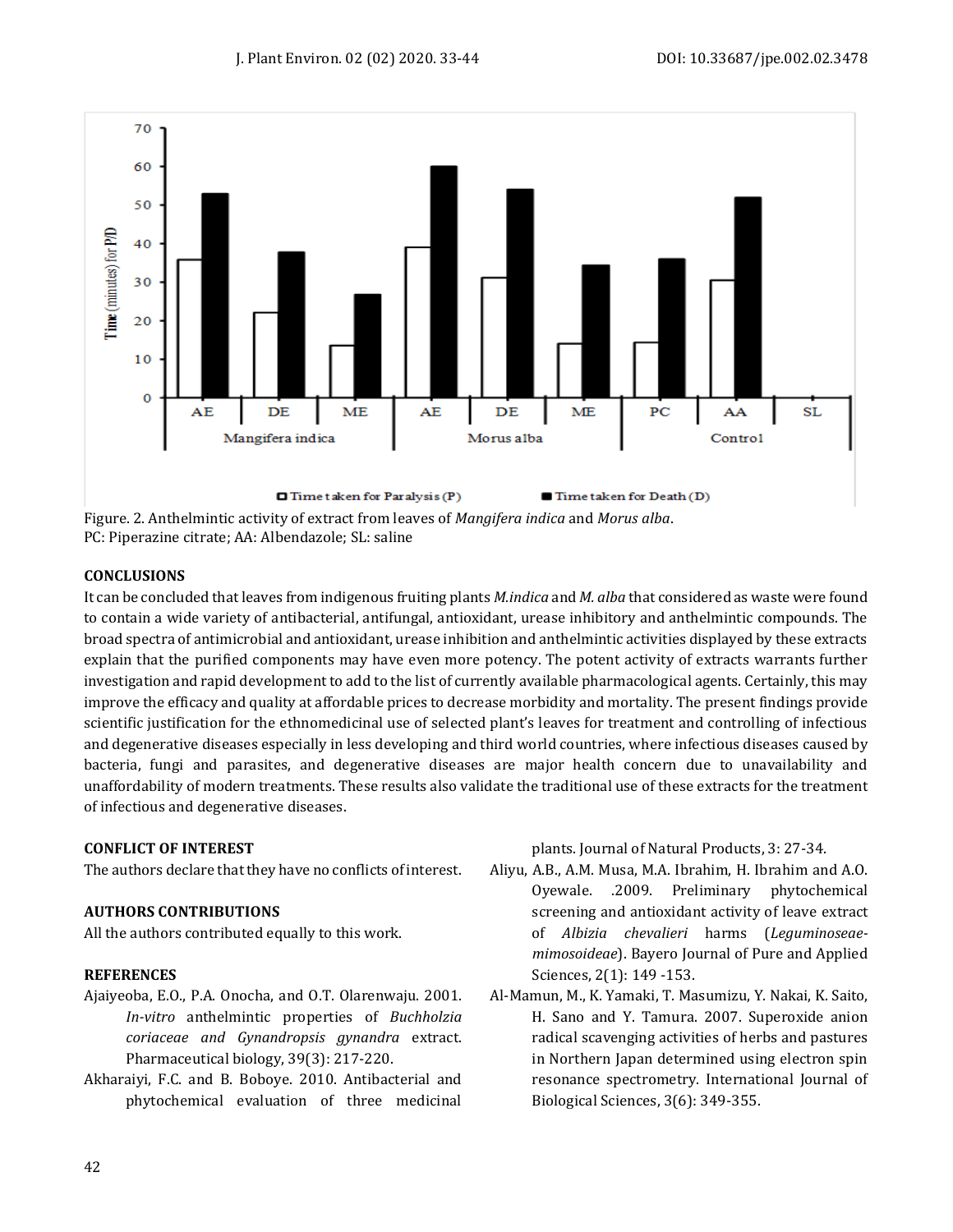Figure. 2. Anthelmintic activity of extract from leaves of *Mangifera indica* and *Morus alba*.
PC: Piperazine citrate; AA: Albendazole; SL: saline

## CONCLUSIONS

It can be concluded that leaves from indigenous fruiting plants *M.indica* and *M. alba* that considered as waste were found to contain a wide variety of antibacterial, antifungal, antioxidant, urease inhibitory and anthelmintic compounds. The broad spectra of antimicrobial and antioxidant, urease inhibition and anthelmintic activities displayed by these extracts explain that the purified components may have even more potency. The potent activity of extracts warrants further investigation and rapid development to add to the list of currently available pharmacological agents. Certainly, this may improve the efficacy and quality at affordable prices to decrease morbidity and mortality. The present findings provide scientific justification for the ethnomedicinal use of selected plant's leaves for treatment and controlling of infectious and degenerative diseases especially in less developing and third world countries, where infectious diseases caused by bacteria, fungi and parasites, and degenerative diseases are major health concern due to unavailability and unaffordability of modern treatments. These results also validate the traditional use of these extracts for the treatment of infectious and degenerative diseases.

## CONFLICT OF INTEREST

The authors declare that they have no conflicts of interest.

## AUTHORS CONTRIBUTIONS

All the authors contributed equally to this work.

## REFERENCES

Ajaiyeoba, E.O., P.A. Onocha, and O.T. Olarenwaju. 2001. *In-vitro* anthelmintic properties of *Buchholzia coriaceae and Gynandropsis gynandra* extract. Pharmaceutical biology, 39(3): 217-220.

Akharaiyi, F.C. and B. Boboye. 2010. Antibacterial and phytochemical evaluation of three medicinal plants. Journal of Natural Products, 3: 27-34.

Aliyu, A.B., A.M. Musa, M.A. Ibrahim, H. Ibrahim and A.O. Oyewale. .2009. Preliminary phytochemical screening and antioxidant activity of leave extract of *Albizia chevalieri* harms (*Leguminoseae-mimosoideae*). Bayero Journal of Pure and Applied Sciences, 2(1): 149 -153.

Al-Mamun, M., K. Yamaki, T. Masumizu, Y. Nakai, K. Saito, H. Sano and Y. Tamura. 2007. Superoxide anion radical scavenging activities of herbs and pastures in Northern Japan determined using electron spin resonance spectrometry. International Journal of Biological Sciences, 3(6): 349-355.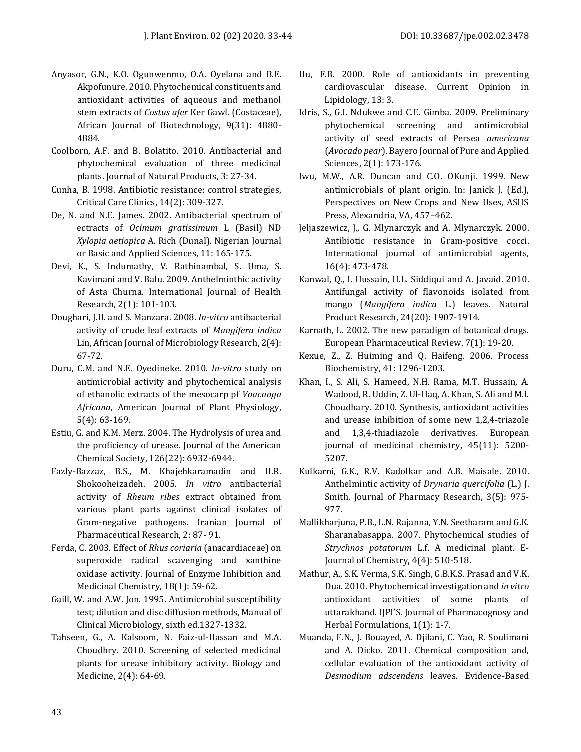Anyasor, G.N., K.O. Ogunwenmo, O.A. Oyelana and B.E. Akpofunure. 2010. Phytochemical constituents and antioxidant activities of aqueous and methanol stem extracts of *Costus afer* Ker Gawl. (Costaceae), African Journal of Biotechnology, 9(31): 4880-4884.

Coolborn, A.F. and B. Bolatito. 2010. Antibacterial and phytochemical evaluation of three medicinal plants. Journal of Natural Products, 3: 27-34.

Cunha, B. 1998. Antibiotic resistance: control strategies, Critical Care Clinics, 14(2): 309-327.

De, N. and N.E. James. 2002. Antibacterial spectrum of ectracts of *Ocimum gratissimum* L (Basil) ND *Xylopia aetiopica* A. Rich (Dunal). Nigerian Journal or Basic and Applied Sciences, 11: 165-175.

Devi, K., S. Indumathy, V. Rathinambal, S. Uma, S. Kavimani and V. Balu. 2009. Anthelminthic activity of Asta Churna. International Journal of Health Research, 2(1): 101-103.

Doughari, J.H. and S. Manzara. 2008. *In-vitro* antibacterial activity of crude leaf extracts of *Mangifera indica* Lin, African Journal of Microbiology Research, 2(4): 67-72.

Duru, C.M. and N.E. Oyedineke. 2010. *In-vitro* study on antimicrobial activity and phytochemical analysis of ethanolic extracts of the mesocarp pf *Voacanga Africana*, American Journal of Plant Physiology, 5(4): 63-169.

Estiu, G. and K.M. Merz. 2004. The Hydrolysis of urea and the proficiency of urease. Journal of the American Chemical Society, 126(22): 6932-6944.

Fazly-Bazzaz, B.S., M. Khajehkaramadin and H.R. Shokooheizadeh. 2005. *In vitro* antibacterial activity of *Rheum ribes* extract obtained from various plant parts against clinical isolates of Gram-negative pathogens. Iranian Journal of Pharmaceutical Research, 2: 87- 91.

Ferda, C. 2003. Effect of *Rhus coriaria* (anacardiaceae) on superoxide radical scavenging and xanthine oxidase activity. Journal of Enzyme Inhibition and Medicinal Chemistry, 18(1): 59-62.

Gaill, W. and A.W. Jon. 1995. Antimicrobial susceptibility test; dilution and disc diffusion methods, Manual of Clinical Microbiology, sixth ed.1327-1332.

Tahseen, G., A. Kalsoom, N. Faiz-ul-Hassan and M.A. Choudhry. 2010. Screening of selected medicinal plants for urease inhibitory activity. Biology and Medicine, 2(4): 64-69.

Hu, F.B. 2000. Role of antioxidants in preventing cardiovascular disease. Current Opinion in Lipidology, 13: 3.

Idris, S., G.I. Ndukwe and C.E. Gimba. 2009. Preliminary phytochemical screening and antimicrobial activity of seed extracts of Persea *americana* (*Avocado pear*). Bayero Journal of Pure and Applied Sciences, 2(1): 173-176.

Iwu, M.W., A.R. Duncan and C.O. OKunji. 1999. New antimicrobials of plant origin. In: Janick J. (Ed.), Perspectives on New Crops and New Uses, ASHS Press, Alexandria, VA, 457–462.

Jeljaszewicz, J., G. Mlynarczyk and A. Mlynarczyk. 2000. Antibiotic resistance in Gram-positive cocci. International journal of antimicrobial agents, 16(4): 473-478.

Kanwal, Q., I. Hussain, H.L. Siddiqui and A. Javaid. 2010. Antifungal activity of flavonoids isolated from mango (*Mangifera indica* L.) leaves. Natural Product Research, 24(20): 1907-1914.

Karnath, L. 2002. The new paradigm of botanical drugs. European Pharmaceutical Review. 7(1): 19-20.

Kexue, Z., Z. Huiming and Q. Haifeng. 2006. Process Biochemistry, 41: 1296-1203.

Khan, I., S. Ali, S. Hameed, N.H. Rama, M.T. Hussain, A. Wadood, R. Uddin, Z. Ul-Haq, A. Khan, S. Ali and M.I. Choudhary. 2010. Synthesis, antioxidant activities and urease inhibition of some new 1,2,4-triazole and 1,3,4-thiadiazole derivatives. European journal of medicinal chemistry, 45(11): 5200-5207.

Kulkarni, G.K., R.V. Kadolkar and A.B. Maisale. 2010. Anthelmintic activity of *Drynaria quercifolia* (L.) J. Smith. Journal of Pharmacy Research, 3(5): 975-977.

Mallikharjuna, P.B., L.N. Rajanna, Y.N. Seetharam and G.K. Sharanabasappa. 2007. Phytochemical studies of *Strychnos potatorum* L.f. A medicinal plant. E-Journal of Chemistry, 4(4): 510-518.

Mathur, A., S.K. Verma, S.K. Singh, G.B.K.S. Prasad and V.K. Dua. 2010. Phytochemical investigation and *in vitro* antioxidant activities of some plants of uttarakhand. IJPI'S. Journal of Pharmacognosy and Herbal Formulations, 1(1): 1-7.

Muanda, F.N., J. Bouayed, A. Djilani, C. Yao, R. Soulimani and A. Dicko. 2011. Chemical composition and, cellular evaluation of the antioxidant activity of *Desmodium adscendens* leaves. Evidence-Based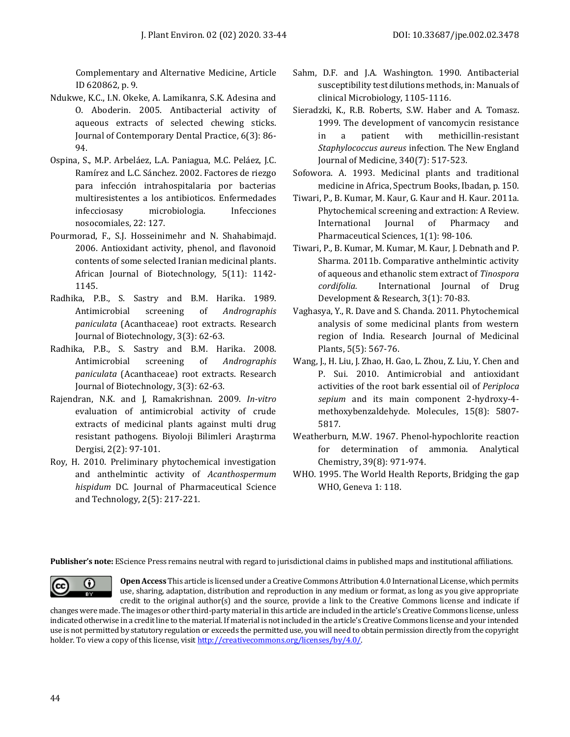Complementary and Alternative Medicine, Article ID 620862, p. 9.

Ndukwe, K.C., I.N. Okeke, A. Lamikanra, S.K. Adesina and O. Aboderin. 2005. Antibacterial activity of aqueous extracts of selected chewing sticks. Journal of Contemporary Dental Practice, 6(3): 86-94.

Ospina, S., M.P. Arbeláez, L.A. Paniagua, M.C. Peláez, J.C. Ramírez and L.C. Sánchez. 2002. Factores de riezgo para infección intrahospitalaria por bacterias multiresistentes a los antibioticos. Enfermedades infecciosasy microbiologia. Infecciones nosocomiales, 22: 127.

Pourmorad, F., S.J. Hosseinimehr and N. Shahabimajd. 2006. Antioxidant activity, phenol, and flavonoid contents of some selected Iranian medicinal plants. African Journal of Biotechnology, 5(11): 1142-1145.

Radhika, P.B., S. Sastry and B.M. Harika. 1989. Antimicrobial screening of *Andrographis paniculata* (Acanthaceae) root extracts. Research Journal of Biotechnology, 3(3): 62-63.

Radhika, P.B., S. Sastry and B.M. Harika. 2008. Antimicrobial screening of *Andrographis paniculata* (Acanthaceae) root extracts. Research Journal of Biotechnology, 3(3): 62-63.

Rajendran, N.K. and J, Ramakrishnan. 2009. *In-vitro* evaluation of antimicrobial activity of crude extracts of medicinal plants against multi drug resistant pathogens. Biyoloji Bilimleri Araştırma Dergisi, 2(2): 97-101.

Roy, H. 2010. Preliminary phytochemical investigation and anthelmintic activity of *Acanthospermum hispidum* DC. Journal of Pharmaceutical Science and Technology, 2(5): 217-221.

Sahm, D.F. and J.A. Washington. 1990. Antibacterial susceptibility test dilutions methods, in: Manuals of clinical Microbiology, 1105-1116.

Sieradzki, K., R.B. Roberts, S.W. Haber and A. Tomasz. 1999. The development of vancomycin resistance in a patient with methicillin-resistant *Staphylococcus aureus* infection. The New England Journal of Medicine, 340(7): 517-523.

Sofowora. A. 1993. Medicinal plants and traditional medicine in Africa, Spectrum Books, Ibadan, p. 150.

Tiwari, P., B. Kumar, M. Kaur, G. Kaur and H. Kaur. 2011a. Phytochemical screening and extraction: A Review. International Journal of Pharmacy and Pharmaceutical Sciences, 1(1): 98-106.

Tiwari, P., B. Kumar, M. Kumar, M. Kaur, J. Debnath and P. Sharma. 2011b. Comparative anthelmintic activity of aqueous and ethanolic stem extract of *Tinospora cordifolia.* International Journal of Drug Development & Research, 3(1): 70-83.

Vaghasya, Y., R. Dave and S. Chanda. 2011. Phytochemical analysis of some medicinal plants from western region of India. Research Journal of Medicinal Plants, 5(5): 567-76.

Wang, J., H. Liu, J. Zhao, H. Gao, L. Zhou, Z. Liu, Y. Chen and P. Sui. 2010. Antimicrobial and antioxidant activities of the root bark essential oil of *Periploca sepium* and its main component 2-hydroxy-4-methoxybenzaldehyde. Molecules, 15(8): 5807-5817.

Weatherburn, M.W. 1967. Phenol-hypochlorite reaction for determination of ammonia. Analytical Chemistry, 39(8): 971-974.

WHO. 1995. The World Health Reports, Bridging the gap WHO, Geneva 1: 118.

**Publisher's note:** EScience Press remains neutral with regard to jurisdictional claims in published maps and institutional affiliations.

**Open Access** This article is licensed under a Creative Commons Attribution 4.0 International License, which permits use, sharing, adaptation, distribution and reproduction in any medium or format, as long as you give appropriate credit to the original author(s) and the source, provide a link to the Creative Commons license and indicate if changes were made. The images or other third-party material in this article are included in the article's Creative Commons license, unless indicated otherwise in a credit line to the material. If material is not included in the article's Creative Commons license and your intended use is not permitted by statutory regulation or exceeds the permitted use, you will need to obtain permission directly from the copyright holder. To view a copy of this license, visit http://creativecommons.org/licenses/by/4.0/.